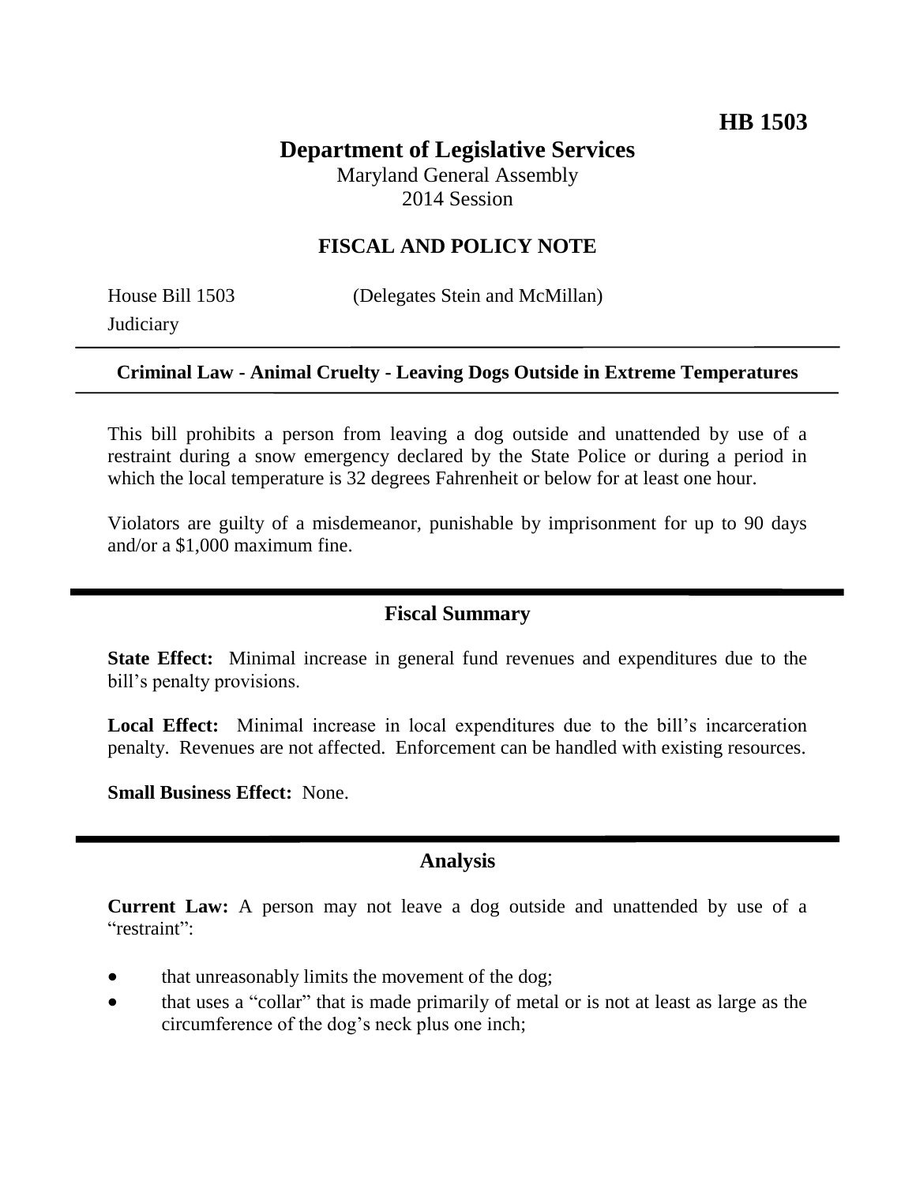**HB 1503**

# Department of Legislative Services

Maryland General Assembly
2014 Session

## FISCAL AND POLICY NOTE

House Bill 1503 (Delegates Stein and McMillan)
Judiciary

**Criminal Law - Animal Cruelty - Leaving Dogs Outside in Extreme Temperatures**

This bill prohibits a person from leaving a dog outside and unattended by use of a restraint during a snow emergency declared by the State Police or during a period in which the local temperature is 32 degrees Fahrenheit or below for at least one hour.

Violators are guilty of a misdemeanor, punishable by imprisonment for up to 90 days and/or a $1,000 maximum fine.

## Fiscal Summary

**State Effect:** Minimal increase in general fund revenues and expenditures due to the bill's penalty provisions.

**Local Effect:** Minimal increase in local expenditures due to the bill's incarceration penalty. Revenues are not affected. Enforcement can be handled with existing resources.

**Small Business Effect:** None.

## Analysis

**Current Law:** A person may not leave a dog outside and unattended by use of a "restraint":

- that unreasonably limits the movement of the dog;
- that uses a "collar" that is made primarily of metal or is not at least as large as the circumference of the dog's neck plus one inch;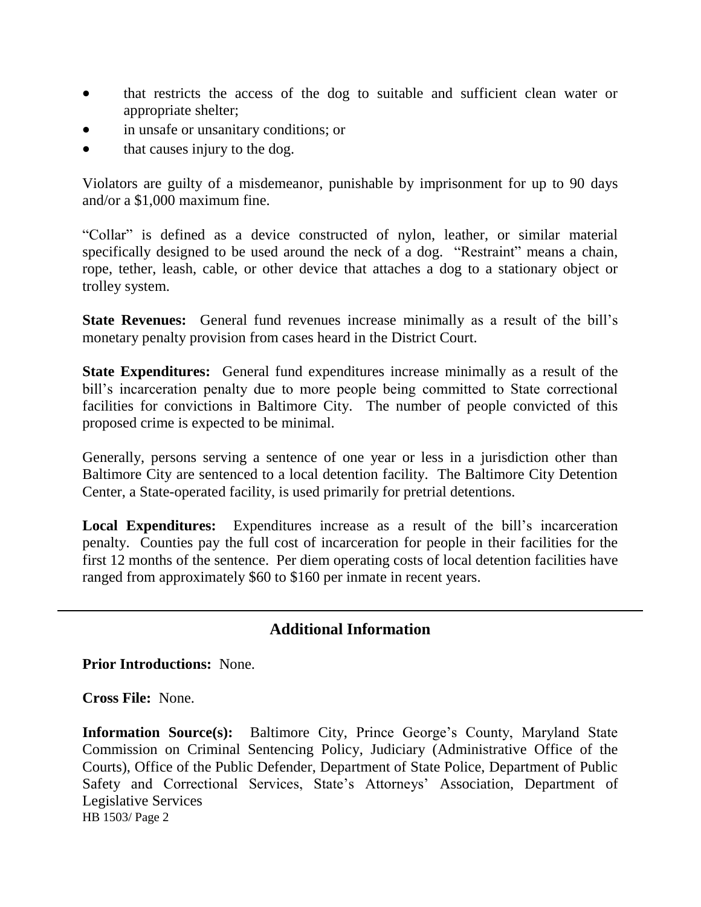- that restricts the access of the dog to suitable and sufficient clean water or appropriate shelter;
- in unsafe or unsanitary conditions; or
- that causes injury to the dog.

Violators are guilty of a misdemeanor, punishable by imprisonment for up to 90 days and/or a $1,000 maximum fine.

"Collar" is defined as a device constructed of nylon, leather, or similar material specifically designed to be used around the neck of a dog. "Restraint" means a chain, rope, tether, leash, cable, or other device that attaches a dog to a stationary object or trolley system.

**State Revenues:** General fund revenues increase minimally as a result of the bill's monetary penalty provision from cases heard in the District Court.

**State Expenditures:** General fund expenditures increase minimally as a result of the bill's incarceration penalty due to more people being committed to State correctional facilities for convictions in Baltimore City. The number of people convicted of this proposed crime is expected to be minimal.

Generally, persons serving a sentence of one year or less in a jurisdiction other than Baltimore City are sentenced to a local detention facility. The Baltimore City Detention Center, a State-operated facility, is used primarily for pretrial detentions.

**Local Expenditures:** Expenditures increase as a result of the bill's incarceration penalty. Counties pay the full cost of incarceration for people in their facilities for the first 12 months of the sentence. Per diem operating costs of local detention facilities have ranged from approximately $60 to $160 per inmate in recent years.

---

## Additional Information

**Prior Introductions:** None.

**Cross File:** None.

**Information Source(s):** Baltimore City, Prince George's County, Maryland State Commission on Criminal Sentencing Policy, Judiciary (Administrative Office of the Courts), Office of the Public Defender, Department of State Police, Department of Public Safety and Correctional Services, State's Attorneys' Association, Department of Legislative Services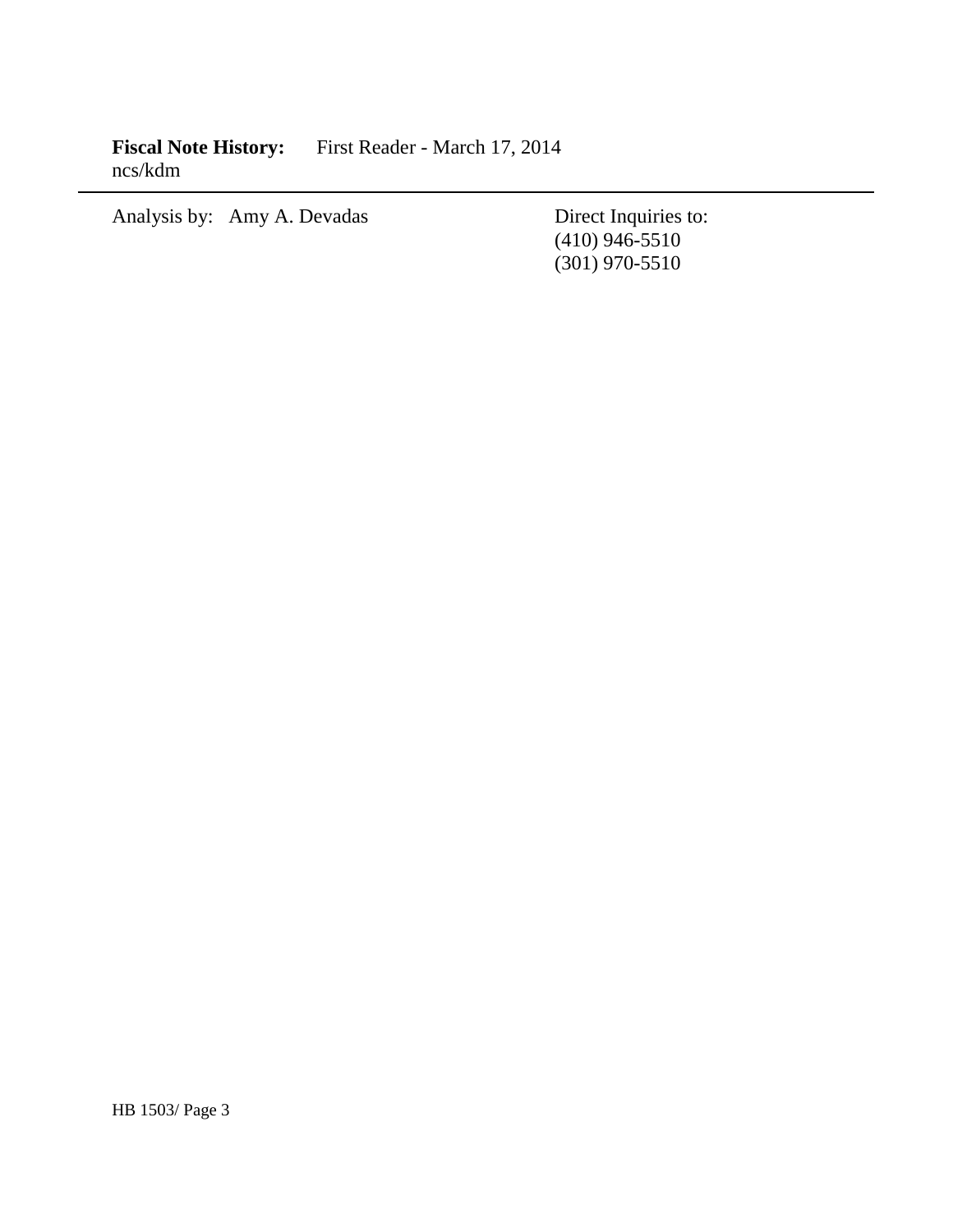**Fiscal Note History:** First Reader - March 17, 2014
ncs/kdm

---

Analysis by: Amy A. Devadas

Direct Inquiries to:
(410) 946-5510
(301) 970-5510